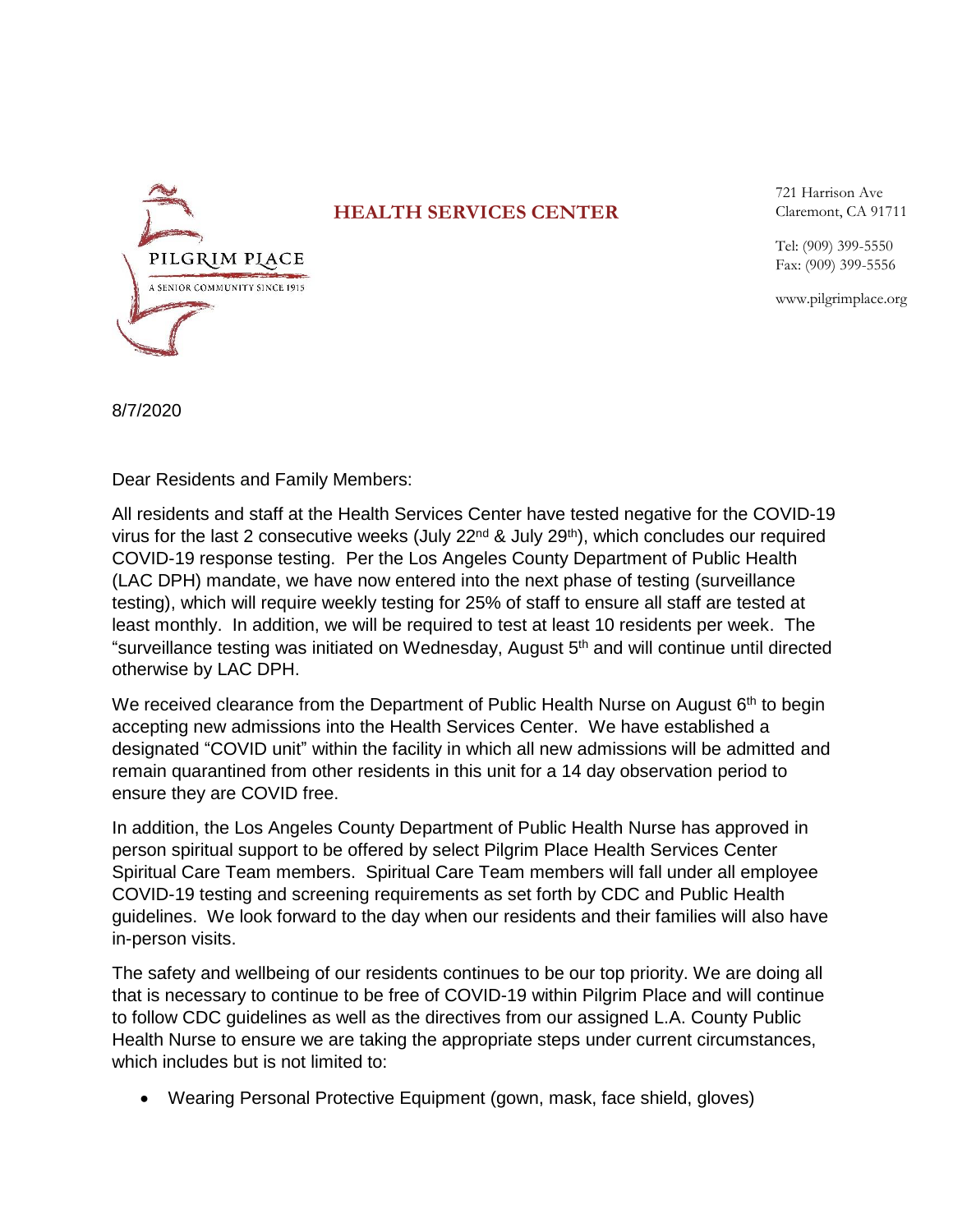PILGRIM PLACE

A SENIOR COMMUNITY SINCE 1915

# HEALTH SERVICES CENTER

721 Harrison Ave
Claremont, CA 91711

Tel: (909) 399-5550
Fax: (909) 399-5556

www.pilgrimplace.org

8/7/2020

Dear Residents and Family Members:

All residents and staff at the Health Services Center have tested negative for the COVID-19 virus for the last 2 consecutive weeks (July 22nd & July 29th), which concludes our required COVID-19 response testing. Per the Los Angeles County Department of Public Health (LAC DPH) mandate, we have now entered into the next phase of testing (surveillance testing), which will require weekly testing for 25% of staff to ensure all staff are tested at least monthly. In addition, we will be required to test at least 10 residents per week. The "surveillance testing was initiated on Wednesday, August 5th and will continue until directed otherwise by LAC DPH.

We received clearance from the Department of Public Health Nurse on August 6th to begin accepting new admissions into the Health Services Center. We have established a designated "COVID unit" within the facility in which all new admissions will be admitted and remain quarantined from other residents in this unit for a 14 day observation period to ensure they are COVID free.

In addition, the Los Angeles County Department of Public Health Nurse has approved in person spiritual support to be offered by select Pilgrim Place Health Services Center Spiritual Care Team members. Spiritual Care Team members will fall under all employee COVID-19 testing and screening requirements as set forth by CDC and Public Health guidelines. We look forward to the day when our residents and their families will also have in-person visits.

The safety and wellbeing of our residents continues to be our top priority. We are doing all that is necessary to continue to be free of COVID-19 within Pilgrim Place and will continue to follow CDC guidelines as well as the directives from our assigned L.A. County Public Health Nurse to ensure we are taking the appropriate steps under current circumstances, which includes but is not limited to:

- Wearing Personal Protective Equipment (gown, mask, face shield, gloves)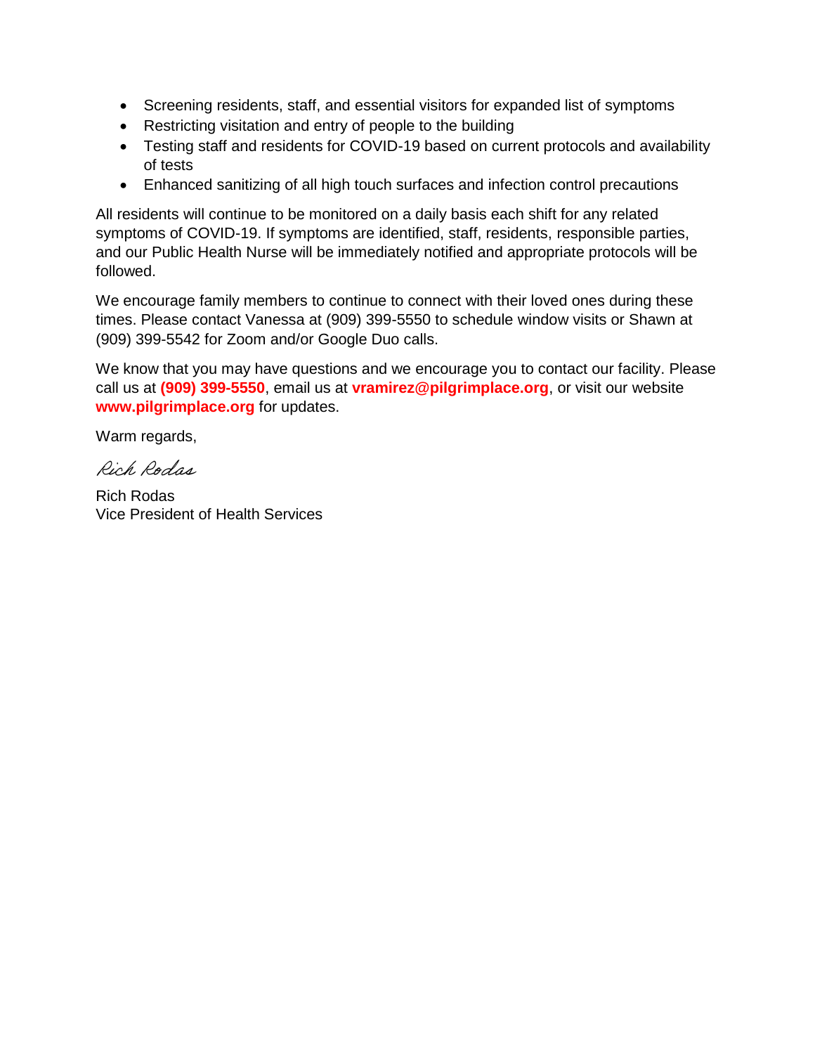- Screening residents, staff, and essential visitors for expanded list of symptoms
- Restricting visitation and entry of people to the building
- Testing staff and residents for COVID-19 based on current protocols and availability of tests
- Enhanced sanitizing of all high touch surfaces and infection control precautions

All residents will continue to be monitored on a daily basis each shift for any related symptoms of COVID-19. If symptoms are identified, staff, residents, responsible parties, and our Public Health Nurse will be immediately notified and appropriate protocols will be followed.

We encourage family members to continue to connect with their loved ones during these times. Please contact Vanessa at (909) 399-5550 to schedule window visits or Shawn at (909) 399-5542 for Zoom and/or Google Duo calls.

We know that you may have questions and we encourage you to contact our facility. Please call us at **(909) 399-5550**, email us at **vramirez@pilgrimplace.org**, or visit our website **www.pilgrimplace.org** for updates.

Warm regards,

*Rich Rodas*

Rich Rodas
Vice President of Health Services